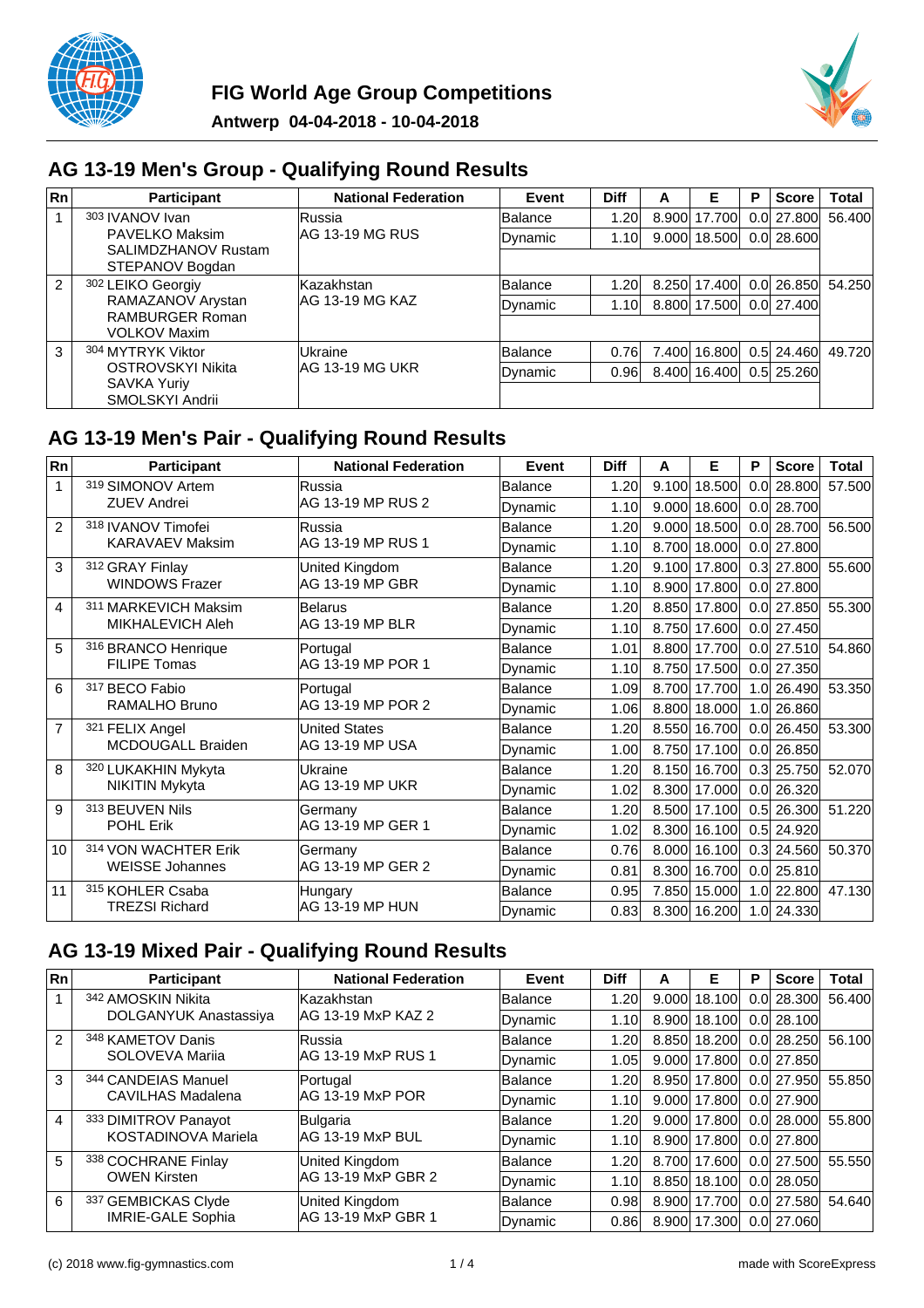# FIG World Age Group Competitions

**Antwerp 04-04-2018 - 10-04-2018**

## AG 13-19 Men's Group - Qualifying Round Results

| Rn | Participant | National Federation | Event | Diff | A | E | P | Score | Total |
|---|---|---|---|---|---|---|---|---|---|
| 1 | 303 IVANOV Ivan<br>PAVELKO Maksim<br>SALIMDZHANOV Rustam<br>STEPANOV Bogdan | Russia<br>AG 13-19 MG RUS | Balance | 1.20 | 8.900 | 17.700 | 0.0 | 27.800 | 56.400 |
| | | | Dynamic | 1.10 | 9.000 | 18.500 | 0.0 | 28.600 | |
| 2 | 302 LEIKO Georgiy<br>RAMAZANOV Arystan<br>RAMBURGER Roman<br>VOLKOV Maxim | Kazakhstan<br>AG 13-19 MG KAZ | Balance | 1.20 | 8.250 | 17.400 | 0.0 | 26.850 | 54.250 |
| | | | Dynamic | 1.10 | 8.800 | 17.500 | 0.0 | 27.400 | |
| 3 | 304 MYTRYK Viktor<br>OSTROVSKYI Nikita<br>SAVKA Yuriy<br>SMOLSKYI Andrii | Ukraine<br>AG 13-19 MG UKR | Balance | 0.76 | 7.400 | 16.800 | 0.5 | 24.460 | 49.720 |
| | | | Dynamic | 0.96 | 8.400 | 16.400 | 0.5 | 25.260 | |

## AG 13-19 Men's Pair - Qualifying Round Results

| Rn | Participant | National Federation | Event | Diff | A | E | P | Score | Total |
|---|---|---|---|---|---|---|---|---|---|
| 1 | 319 SIMONOV Artem<br>ZUEV Andrei | Russia<br>AG 13-19 MP RUS 2 | Balance | 1.20 | 9.100 | 18.500 | 0.0 | 28.800 | 57.500 |
| | | | Dynamic | 1.10 | 9.000 | 18.600 | 0.0 | 28.700 | |
| 2 | 318 IVANOV Timofei<br>KARAVAEV Maksim | Russia<br>AG 13-19 MP RUS 1 | Balance | 1.20 | 9.000 | 18.500 | 0.0 | 28.700 | 56.500 |
| | | | Dynamic | 1.10 | 8.700 | 18.000 | 0.0 | 27.800 | |
| 3 | 312 GRAY Finlay<br>WINDOWS Frazer | United Kingdom<br>AG 13-19 MP GBR | Balance | 1.20 | 9.100 | 17.800 | 0.3 | 27.800 | 55.600 |
| | | | Dynamic | 1.10 | 8.900 | 17.800 | 0.0 | 27.800 | |
| 4 | 311 MARKEVICH Maksim<br>MIKHALEVICH Aleh | Belarus<br>AG 13-19 MP BLR | Balance | 1.20 | 8.850 | 17.800 | 0.0 | 27.850 | 55.300 |
| | | | Dynamic | 1.10 | 8.750 | 17.600 | 0.0 | 27.450 | |
| 5 | 316 BRANCO Henrique<br>FILIPE Tomas | Portugal<br>AG 13-19 MP POR 1 | Balance | 1.01 | 8.800 | 17.700 | 0.0 | 27.510 | 54.860 |
| | | | Dynamic | 1.10 | 8.750 | 17.500 | 0.0 | 27.350 | |
| 6 | 317 BECO Fabio<br>RAMALHO Bruno | Portugal<br>AG 13-19 MP POR 2 | Balance | 1.09 | 8.700 | 17.700 | 1.0 | 26.490 | 53.350 |
| | | | Dynamic | 1.06 | 8.800 | 18.000 | 1.0 | 26.860 | |
| 7 | 321 FELIX Angel<br>MCDOUGALL Braiden | United States<br>AG 13-19 MP USA | Balance | 1.20 | 8.550 | 16.700 | 0.0 | 26.450 | 53.300 |
| | | | Dynamic | 1.00 | 8.750 | 17.100 | 0.0 | 26.850 | |
| 8 | 320 LUKAKHIN Mykyta<br>NIKITIN Mykyta | Ukraine<br>AG 13-19 MP UKR | Balance | 1.20 | 8.150 | 16.700 | 0.3 | 25.750 | 52.070 |
| | | | Dynamic | 1.02 | 8.300 | 17.000 | 0.0 | 26.320 | |
| 9 | 313 BEUVEN Nils<br>POHL Erik | Germany<br>AG 13-19 MP GER 1 | Balance | 1.20 | 8.500 | 17.100 | 0.5 | 26.300 | 51.220 |
| | | | Dynamic | 1.02 | 8.300 | 16.100 | 0.5 | 24.920 | |
| 10 | 314 VON WACHTER Erik<br>WEISSE Johannes | Germany<br>AG 13-19 MP GER 2 | Balance | 0.76 | 8.000 | 16.100 | 0.3 | 24.560 | 50.370 |
| | | | Dynamic | 0.81 | 8.300 | 16.700 | 0.0 | 25.810 | |
| 11 | 315 KOHLER Csaba<br>TREZSI Richard | Hungary<br>AG 13-19 MP HUN | Balance | 0.95 | 7.850 | 15.000 | 1.0 | 22.800 | 47.130 |
| | | | Dynamic | 0.83 | 8.300 | 16.200 | 1.0 | 24.330 | |

## AG 13-19 Mixed Pair - Qualifying Round Results

| Rn | Participant | National Federation | Event | Diff | A | E | P | Score | Total |
|---|---|---|---|---|---|---|---|---|---|
| 1 | 342 AMOSKIN Nikita<br>DOLGANYUK Anastassiya | Kazakhstan<br>AG 13-19 MxP KAZ 2 | Balance | 1.20 | 9.000 | 18.100 | 0.0 | 28.300 | 56.400 |
| | | | Dynamic | 1.10 | 8.900 | 18.100 | 0.0 | 28.100 | |
| 2 | 348 KAMETOV Danis<br>SOLOVEVA Mariia | Russia<br>AG 13-19 MxP RUS 1 | Balance | 1.20 | 8.850 | 18.200 | 0.0 | 28.250 | 56.100 |
| | | | Dynamic | 1.05 | 9.000 | 17.800 | 0.0 | 27.850 | |
| 3 | 344 CANDEIAS Manuel<br>CAVILHAS Madalena | Portugal<br>AG 13-19 MxP POR | Balance | 1.20 | 8.950 | 17.800 | 0.0 | 27.950 | 55.850 |
| | | | Dynamic | 1.10 | 9.000 | 17.800 | 0.0 | 27.900 | |
| 4 | 333 DIMITROV Panayot<br>KOSTADINOVA Mariela | Bulgaria<br>AG 13-19 MxP BUL | Balance | 1.20 | 9.000 | 17.800 | 0.0 | 28.000 | 55.800 |
| | | | Dynamic | 1.10 | 8.900 | 17.800 | 0.0 | 27.800 | |
| 5 | 338 COCHRANE Finlay<br>OWEN Kirsten | United Kingdom<br>AG 13-19 MxP GBR 2 | Balance | 1.20 | 8.700 | 17.600 | 0.0 | 27.500 | 55.550 |
| | | | Dynamic | 1.10 | 8.850 | 18.100 | 0.0 | 28.050 | |
| 6 | 337 GEMBICKAS Clyde<br>IMRIE-GALE Sophia | United Kingdom<br>AG 13-19 MxP GBR 1 | Balance | 0.98 | 8.900 | 17.700 | 0.0 | 27.580 | 54.640 |
| | | | Dynamic | 0.86 | 8.900 | 17.300 | 0.0 | 27.060 | |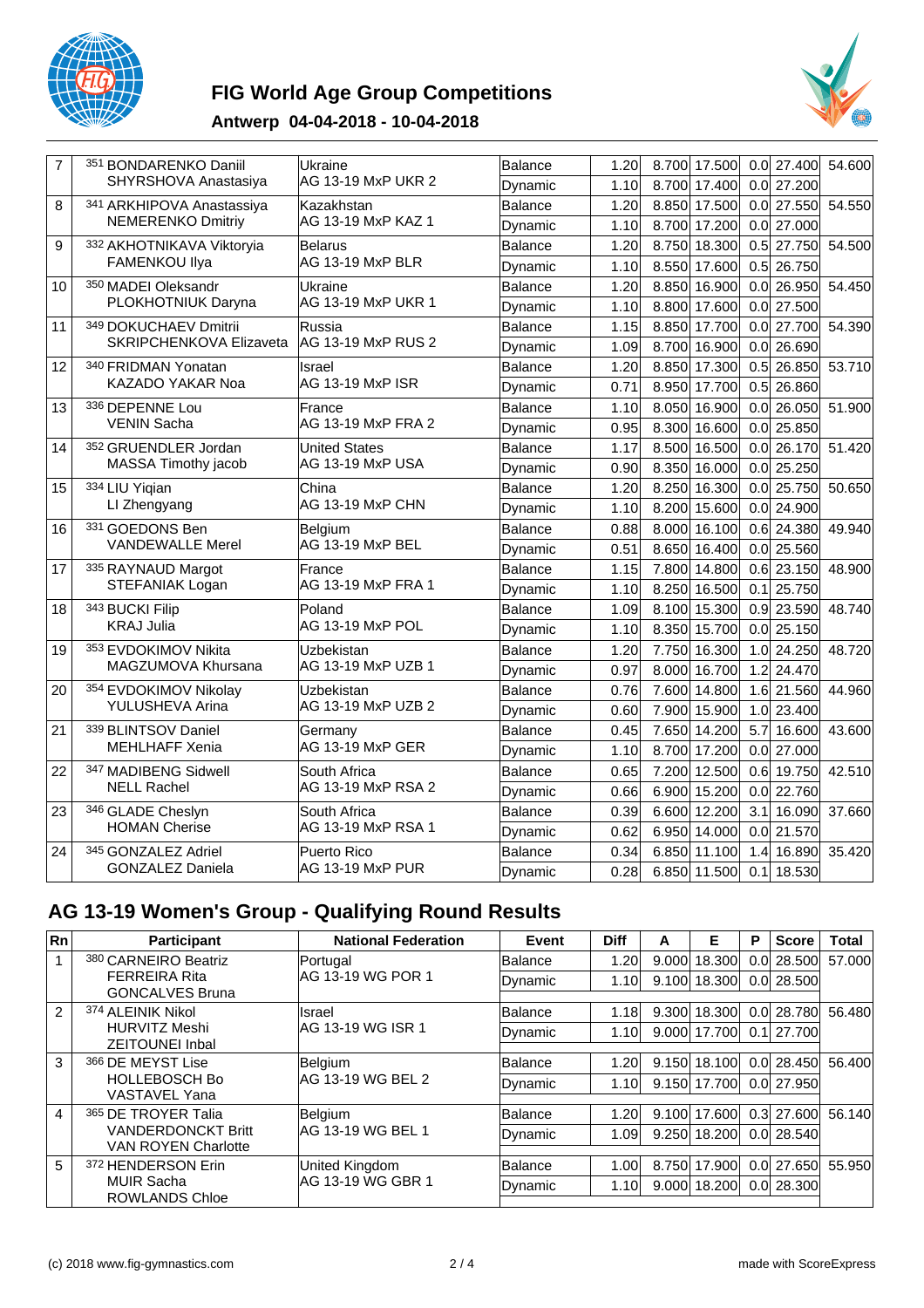# FIG World Age Group Competitions

**Antwerp 04-04-2018 - 10-04-2018**

| Rn | Participant | National Federation | Event | Diff | A | E | P | Score | Total |
|---|---|---|---|---|---|---|---|---|---|
| 7 | 351 BONDARENKO Daniil<br>SHYRSHOVA Anastasiya | Ukraine<br>AG 13-19 MxP UKR 2 | Balance | 1.20 | 8.700 | 17.500 | 0.0 | 27.400 | 54.600 |
| | | | Dynamic | 1.10 | 8.700 | 17.400 | 0.0 | 27.200 | |
| 8 | 341 ARKHIPOVA Anastassiya<br>NEMERENKO Dmitriy | Kazakhstan<br>AG 13-19 MxP KAZ 1 | Balance | 1.20 | 8.850 | 17.500 | 0.0 | 27.550 | 54.550 |
| | | | Dynamic | 1.10 | 8.700 | 17.200 | 0.0 | 27.000 | |
| 9 | 332 AKHOTNIKAVA Viktoryia<br>FAMENKOU Ilya | Belarus<br>AG 13-19 MxP BLR | Balance | 1.20 | 8.750 | 18.300 | 0.5 | 27.750 | 54.500 |
| | | | Dynamic | 1.10 | 8.550 | 17.600 | 0.5 | 26.750 | |
| 10 | 350 MADEI Oleksandr<br>PLOKHOTNIUK Daryna | Ukraine<br>AG 13-19 MxP UKR 1 | Balance | 1.20 | 8.850 | 16.900 | 0.0 | 26.950 | 54.450 |
| | | | Dynamic | 1.10 | 8.800 | 17.600 | 0.0 | 27.500 | |
| 11 | 349 DOKUCHAEV Dmitrii<br>SKRIPCHENKOVA Elizaveta | Russia<br>AG 13-19 MxP RUS 2 | Balance | 1.15 | 8.850 | 17.700 | 0.0 | 27.700 | 54.390 |
| | | | Dynamic | 1.09 | 8.700 | 16.900 | 0.0 | 26.690 | |
| 12 | 340 FRIDMAN Yonatan<br>KAZADO YAKAR Noa | Israel<br>AG 13-19 MxP ISR | Balance | 1.20 | 8.850 | 17.300 | 0.5 | 26.850 | 53.710 |
| | | | Dynamic | 0.71 | 8.950 | 17.700 | 0.5 | 26.860 | |
| 13 | 336 DEPENNE Lou<br>VENIN Sacha | France<br>AG 13-19 MxP FRA 2 | Balance | 1.10 | 8.050 | 16.900 | 0.0 | 26.050 | 51.900 |
| | | | Dynamic | 0.95 | 8.300 | 16.600 | 0.0 | 25.850 | |
| 14 | 352 GRUENDLER Jordan<br>MASSA Timothy jacob | United States<br>AG 13-19 MxP USA | Balance | 1.17 | 8.500 | 16.500 | 0.0 | 26.170 | 51.420 |
| | | | Dynamic | 0.90 | 8.350 | 16.000 | 0.0 | 25.250 | |
| 15 | 334 LIU Yiqian<br>LI Zhengyang | China<br>AG 13-19 MxP CHN | Balance | 1.20 | 8.250 | 16.300 | 0.0 | 25.750 | 50.650 |
| | | | Dynamic | 1.10 | 8.200 | 15.600 | 0.0 | 24.900 | |
| 16 | 331 GOEDONS Ben<br>VANDEWALLE Merel | Belgium<br>AG 13-19 MxP BEL | Balance | 0.88 | 8.000 | 16.100 | 0.6 | 24.380 | 49.940 |
| | | | Dynamic | 0.51 | 8.650 | 16.400 | 0.0 | 25.560 | |
| 17 | 335 RAYNAUD Margot<br>STEFANIAK Logan | France<br>AG 13-19 MxP FRA 1 | Balance | 1.15 | 7.800 | 14.800 | 0.6 | 23.150 | 48.900 |
| | | | Dynamic | 1.10 | 8.250 | 16.500 | 0.1 | 25.750 | |
| 18 | 343 BUCKI Filip<br>KRAJ Julia | Poland<br>AG 13-19 MxP POL | Balance | 1.09 | 8.100 | 15.300 | 0.9 | 23.590 | 48.740 |
| | | | Dynamic | 1.10 | 8.350 | 15.700 | 0.0 | 25.150 | |
| 19 | 353 EVDOKIMOV Nikita<br>MAGZUMOVA Khursana | Uzbekistan<br>AG 13-19 MxP UZB 1 | Balance | 1.20 | 7.750 | 16.300 | 1.0 | 24.250 | 48.720 |
| | | | Dynamic | 0.97 | 8.000 | 16.700 | 1.2 | 24.470 | |
| 20 | 354 EVDOKIMOV Nikolay<br>YULUSHEVA Arina | Uzbekistan<br>AG 13-19 MxP UZB 2 | Balance | 0.76 | 7.600 | 14.800 | 1.6 | 21.560 | 44.960 |
| | | | Dynamic | 0.60 | 7.900 | 15.900 | 1.0 | 23.400 | |
| 21 | 339 BLINTSOV Daniel<br>MEHLHAFF Xenia | Germany<br>AG 13-19 MxP GER | Balance | 0.45 | 7.650 | 14.200 | 5.7 | 16.600 | 43.600 |
| | | | Dynamic | 1.10 | 8.700 | 17.200 | 0.0 | 27.000 | |
| 22 | 347 MADIBENG Sidwell<br>NELL Rachel | South Africa<br>AG 13-19 MxP RSA 2 | Balance | 0.65 | 7.200 | 12.500 | 0.6 | 19.750 | 42.510 |
| | | | Dynamic | 0.66 | 6.900 | 15.200 | 0.0 | 22.760 | |
| 23 | 346 GLADE Cheslyn<br>HOMAN Cherise | South Africa<br>AG 13-19 MxP RSA 1 | Balance | 0.39 | 6.600 | 12.200 | 3.1 | 16.090 | 37.660 |
| | | | Dynamic | 0.62 | 6.950 | 14.000 | 0.0 | 21.570 | |
| 24 | 345 GONZALEZ Adriel<br>GONZALEZ Daniela | Puerto Rico<br>AG 13-19 MxP PUR | Balance | 0.34 | 6.850 | 11.100 | 1.4 | 16.890 | 35.420 |
| | | | Dynamic | 0.28 | 6.850 | 11.500 | 0.1 | 18.530 | |

## AG 13-19 Women's Group - Qualifying Round Results

| Rn | Participant | National Federation | Event | Diff | A | E | P | Score | Total |
|---|---|---|---|---|---|---|---|---|---|
| 1 | 380 CARNEIRO Beatriz<br>FERREIRA Rita<br>GONCALVES Bruna | Portugal<br>AG 13-19 WG POR 1 | Balance | 1.20 | 9.000 | 18.300 | 0.0 | 28.500 | 57.000 |
| | | | Dynamic | 1.10 | 9.100 | 18.300 | 0.0 | 28.500 | |
| 2 | 374 ALEINIK Nikol<br>HURVITZ Meshi<br>ZEITOUNEI Inbal | Israel<br>AG 13-19 WG ISR 1 | Balance | 1.18 | 9.300 | 18.300 | 0.0 | 28.780 | 56.480 |
| | | | Dynamic | 1.10 | 9.000 | 17.700 | 0.1 | 27.700 | |
| 3 | 366 DE MEYST Lise<br>HOLLEBOSCH Bo<br>VASTAVEL Yana | Belgium<br>AG 13-19 WG BEL 2 | Balance | 1.20 | 9.150 | 18.100 | 0.0 | 28.450 | 56.400 |
| | | | Dynamic | 1.10 | 9.150 | 17.700 | 0.0 | 27.950 | |
| 4 | 365 DE TROYER Talia<br>VANDERDONCKT Britt<br>VAN ROYEN Charlotte | Belgium<br>AG 13-19 WG BEL 1 | Balance | 1.20 | 9.100 | 17.600 | 0.3 | 27.600 | 56.140 |
| | | | Dynamic | 1.09 | 9.250 | 18.200 | 0.0 | 28.540 | |
| 5 | 372 HENDERSON Erin<br>MUIR Sacha<br>ROWLANDS Chloe | United Kingdom<br>AG 13-19 WG GBR 1 | Balance | 1.00 | 8.750 | 17.900 | 0.0 | 27.650 | 55.950 |
| | | | Dynamic | 1.10 | 9.000 | 18.200 | 0.0 | 28.300 | |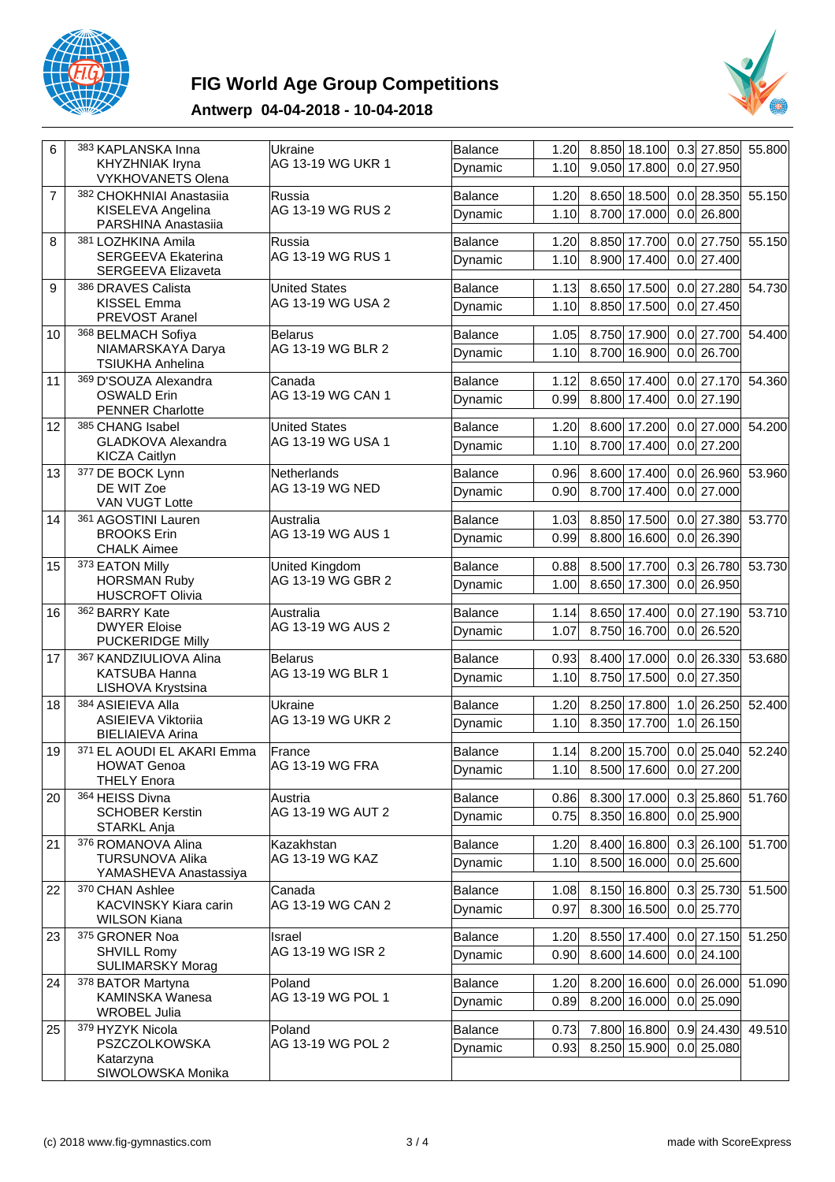# FIG World Age Group Competitions

## Antwerp 04-04-2018 - 10-04-2018

| Rank | Athletes | Team | Exercise | D | E | A | Pen. | Score | Total |
|---|---|---|---|---|---|---|---|---|---|
| 6 | 383 KAPLANSKA Inna<br>KHYZHNIAK Iryna<br>VYKHOVANETS Olena | Ukraine<br>AG 13-19 WG UKR 1 | Balance | 1.20 | 8.850 | 18.100 | 0.3 | 27.850 | 55.800 |
| | | | Dynamic | 1.10 | 9.050 | 17.800 | 0.0 | 27.950 | |
| 7 | 382 CHOKHNIAI Anastasiia<br>KISELEVA Angelina<br>PARSHINA Anastasiia | Russia<br>AG 13-19 WG RUS 2 | Balance | 1.20 | 8.650 | 18.500 | 0.0 | 28.350 | 55.150 |
| | | | Dynamic | 1.10 | 8.700 | 17.000 | 0.0 | 26.800 | |
| 8 | 381 LOZHKINA Amila<br>SERGEEVA Ekaterina<br>SERGEEVA Elizaveta | Russia<br>AG 13-19 WG RUS 1 | Balance | 1.20 | 8.850 | 17.700 | 0.0 | 27.750 | 55.150 |
| | | | Dynamic | 1.10 | 8.900 | 17.400 | 0.0 | 27.400 | |
| 9 | 386 DRAVES Calista<br>KISSEL Emma<br>PREVOST Aranel | United States<br>AG 13-19 WG USA 2 | Balance | 1.13 | 8.650 | 17.500 | 0.0 | 27.280 | 54.730 |
| | | | Dynamic | 1.10 | 8.850 | 17.500 | 0.0 | 27.450 | |
| 10 | 368 BELMACH Sofiya<br>NIAMARSKAYA Darya<br>TSIUKHA Anhelina | Belarus<br>AG 13-19 WG BLR 2 | Balance | 1.05 | 8.750 | 17.900 | 0.0 | 27.700 | 54.400 |
| | | | Dynamic | 1.10 | 8.700 | 16.900 | 0.0 | 26.700 | |
| 11 | 369 D'SOUZA Alexandra<br>OSWALD Erin<br>PENNER Charlotte | Canada<br>AG 13-19 WG CAN 1 | Balance | 1.12 | 8.650 | 17.400 | 0.0 | 27.170 | 54.360 |
| | | | Dynamic | 0.99 | 8.800 | 17.400 | 0.0 | 27.190 | |
| 12 | 385 CHANG Isabel<br>GLADKOVA Alexandra<br>KICZA Caitlyn | United States<br>AG 13-19 WG USA 1 | Balance | 1.20 | 8.600 | 17.200 | 0.0 | 27.000 | 54.200 |
| | | | Dynamic | 1.10 | 8.700 | 17.400 | 0.0 | 27.200 | |
| 13 | 377 DE BOCK Lynn<br>DE WIT Zoe<br>VAN VUGT Lotte | Netherlands<br>AG 13-19 WG NED | Balance | 0.96 | 8.600 | 17.400 | 0.0 | 26.960 | 53.960 |
| | | | Dynamic | 0.90 | 8.700 | 17.400 | 0.0 | 27.000 | |
| 14 | 361 AGOSTINI Lauren<br>BROOKS Erin<br>CHALK Aimee | Australia<br>AG 13-19 WG AUS 1 | Balance | 1.03 | 8.850 | 17.500 | 0.0 | 27.380 | 53.770 |
| | | | Dynamic | 0.99 | 8.800 | 16.600 | 0.0 | 26.390 | |
| 15 | 373 EATON Milly<br>HORSMAN Ruby<br>HUSCROFT Olivia | United Kingdom<br>AG 13-19 WG GBR 2 | Balance | 0.88 | 8.500 | 17.700 | 0.3 | 26.780 | 53.730 |
| | | | Dynamic | 1.00 | 8.650 | 17.300 | 0.0 | 26.950 | |
| 16 | 362 BARRY Kate<br>DWYER Eloise<br>PUCKERIDGE Milly | Australia<br>AG 13-19 WG AUS 2 | Balance | 1.14 | 8.650 | 17.400 | 0.0 | 27.190 | 53.710 |
| | | | Dynamic | 1.07 | 8.750 | 16.700 | 0.0 | 26.520 | |
| 17 | 367 KANDZIULIOVA Alina<br>KATSUBA Hanna<br>LISHOVA Krystsina | Belarus<br>AG 13-19 WG BLR 1 | Balance | 0.93 | 8.400 | 17.000 | 0.0 | 26.330 | 53.680 |
| | | | Dynamic | 1.10 | 8.750 | 17.500 | 0.0 | 27.350 | |
| 18 | 384 ASIEIEVA Alla<br>ASIEIEVA Viktoriia<br>BIELIAIEVA Arina | Ukraine<br>AG 13-19 WG UKR 2 | Balance | 1.20 | 8.250 | 17.800 | 1.0 | 26.250 | 52.400 |
| | | | Dynamic | 1.10 | 8.350 | 17.700 | 1.0 | 26.150 | |
| 19 | 371 EL AOUDI EL AKARI Emma<br>HOWAT Genoa<br>THELY Enora | France<br>AG 13-19 WG FRA | Balance | 1.14 | 8.200 | 15.700 | 0.0 | 25.040 | 52.240 |
| | | | Dynamic | 1.10 | 8.500 | 17.600 | 0.0 | 27.200 | |
| 20 | 364 HEISS Divna<br>SCHOBER Kerstin<br>STARKL Anja | Austria<br>AG 13-19 WG AUT 2 | Balance | 0.86 | 8.300 | 17.000 | 0.3 | 25.860 | 51.760 |
| | | | Dynamic | 0.75 | 8.350 | 16.800 | 0.0 | 25.900 | |
| 21 | 376 ROMANOVA Alina<br>TURSUNOVA Alika<br>YAMASHEVA Anastassiya | Kazakhstan<br>AG 13-19 WG KAZ | Balance | 1.20 | 8.400 | 16.800 | 0.3 | 26.100 | 51.700 |
| | | | Dynamic | 1.10 | 8.500 | 16.000 | 0.0 | 25.600 | |
| 22 | 370 CHAN Ashlee<br>KACVINSKY Kiara carin<br>WILSON Kiana | Canada<br>AG 13-19 WG CAN 2 | Balance | 1.08 | 8.150 | 16.800 | 0.3 | 25.730 | 51.500 |
| | | | Dynamic | 0.97 | 8.300 | 16.500 | 0.0 | 25.770 | |
| 23 | 375 GRONER Noa<br>SHVILL Romy<br>SULIMARSKY Morag | Israel<br>AG 13-19 WG ISR 2 | Balance | 1.20 | 8.550 | 17.400 | 0.0 | 27.150 | 51.250 |
| | | | Dynamic | 0.90 | 8.600 | 14.600 | 0.0 | 24.100 | |
| 24 | 378 BATOR Martyna<br>KAMINSKA Wanesa<br>WROBEL Julia | Poland<br>AG 13-19 WG POL 1 | Balance | 1.20 | 8.200 | 16.600 | 0.0 | 26.000 | 51.090 |
| | | | Dynamic | 0.89 | 8.200 | 16.000 | 0.0 | 25.090 | |
| 25 | 379 HYZYK Nicola<br>PSZCZOLKOWSKA Katarzyna<br>SIWOLOWSKA Monika | Poland<br>AG 13-19 WG POL 2 | Balance | 0.73 | 7.800 | 16.800 | 0.9 | 24.430 | 49.510 |
| | | | Dynamic | 0.93 | 8.250 | 15.900 | 0.0 | 25.080 | |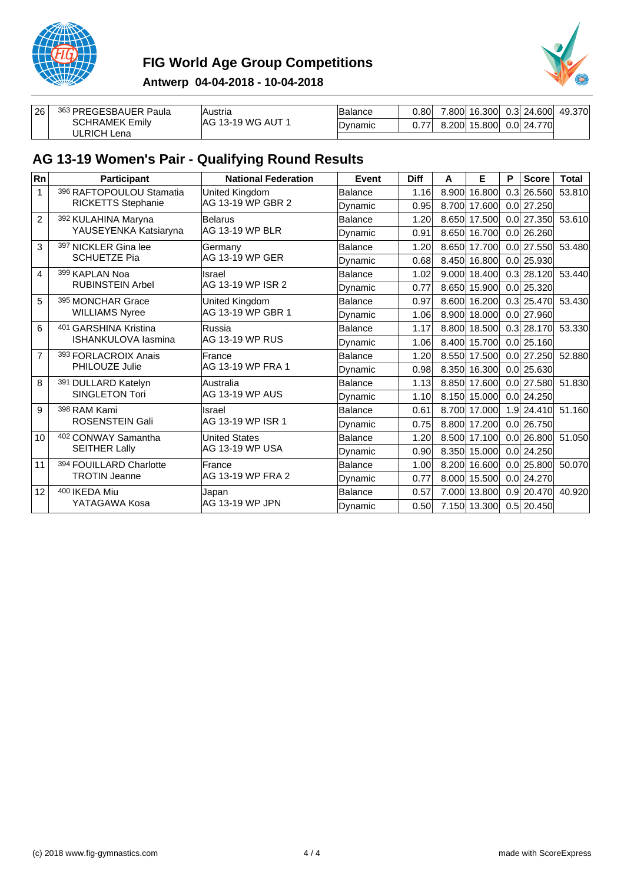## FIG World Age Group Competitions

**Antwerp 04-04-2018 - 10-04-2018**

| | | | | | | | | | |
|---|---|---|---|---|---|---|---|---|---|
| 26 | 363 PREGESBAUER Paula SCHRAMEK Emily ULRICH Lena | Austria AG 13-19 WG AUT 1 | Balance | 0.80 | 7.800 | 16.300 | 0.3 | 24.600 | 49.370 |
| | | | Dynamic | 0.77 | 8.200 | 15.800 | 0.0 | 24.770 | |

## AG 13-19 Women's Pair - Qualifying Round Results

| Rn | Participant | National Federation | Event | Diff | A | E | P | Score | Total |
|---|---|---|---|---|---|---|---|---|---|
| 1 | 396 RAFTOPOULOU Stamatia RICKETTS Stephanie | United Kingdom AG 13-19 WP GBR 2 | Balance | 1.16 | 8.900 | 16.800 | 0.3 | 26.560 | 53.810 |
| | | | Dynamic | 0.95 | 8.700 | 17.600 | 0.0 | 27.250 | |
| 2 | 392 KULAHINA Maryna YAUSEYENKA Katsiaryna | Belarus AG 13-19 WP BLR | Balance | 1.20 | 8.650 | 17.500 | 0.0 | 27.350 | 53.610 |
| | | | Dynamic | 0.91 | 8.650 | 16.700 | 0.0 | 26.260 | |
| 3 | 397 NICKLER Gina lee SCHUETZE Pia | Germany AG 13-19 WP GER | Balance | 1.20 | 8.650 | 17.700 | 0.0 | 27.550 | 53.480 |
| | | | Dynamic | 0.68 | 8.450 | 16.800 | 0.0 | 25.930 | |
| 4 | 399 KAPLAN Noa RUBINSTEIN Arbel | Israel AG 13-19 WP ISR 2 | Balance | 1.02 | 9.000 | 18.400 | 0.3 | 28.120 | 53.440 |
| | | | Dynamic | 0.77 | 8.650 | 15.900 | 0.0 | 25.320 | |
| 5 | 395 MONCHAR Grace WILLIAMS Nyree | United Kingdom AG 13-19 WP GBR 1 | Balance | 0.97 | 8.600 | 16.200 | 0.3 | 25.470 | 53.430 |
| | | | Dynamic | 1.06 | 8.900 | 18.000 | 0.0 | 27.960 | |
| 6 | 401 GARSHINA Kristina ISHANKULOVA Iasmina | Russia AG 13-19 WP RUS | Balance | 1.17 | 8.800 | 18.500 | 0.3 | 28.170 | 53.330 |
| | | | Dynamic | 1.06 | 8.400 | 15.700 | 0.0 | 25.160 | |
| 7 | 393 FORLACROIX Anais PHILOUZE Julie | France AG 13-19 WP FRA 1 | Balance | 1.20 | 8.550 | 17.500 | 0.0 | 27.250 | 52.880 |
| | | | Dynamic | 0.98 | 8.350 | 16.300 | 0.0 | 25.630 | |
| 8 | 391 DULLARD Katelyn SINGLETON Tori | Australia AG 13-19 WP AUS | Balance | 1.13 | 8.850 | 17.600 | 0.0 | 27.580 | 51.830 |
| | | | Dynamic | 1.10 | 8.150 | 15.000 | 0.0 | 24.250 | |
| 9 | 398 RAM Kami ROSENSTEIN Gali | Israel AG 13-19 WP ISR 1 | Balance | 0.61 | 8.700 | 17.000 | 1.9 | 24.410 | 51.160 |
| | | | Dynamic | 0.75 | 8.800 | 17.200 | 0.0 | 26.750 | |
| 10 | 402 CONWAY Samantha SEITHER Lally | United States AG 13-19 WP USA | Balance | 1.20 | 8.500 | 17.100 | 0.0 | 26.800 | 51.050 |
| | | | Dynamic | 0.90 | 8.350 | 15.000 | 0.0 | 24.250 | |
| 11 | 394 FOUILLARD Charlotte TROTIN Jeanne | France AG 13-19 WP FRA 2 | Balance | 1.00 | 8.200 | 16.600 | 0.0 | 25.800 | 50.070 |
| | | | Dynamic | 0.77 | 8.000 | 15.500 | 0.0 | 24.270 | |
| 12 | 400 IKEDA Miu YATAGAWA Kosa | Japan AG 13-19 WP JPN | Balance | 0.57 | 7.000 | 13.800 | 0.9 | 20.470 | 40.920 |
| | | | Dynamic | 0.50 | 7.150 | 13.300 | 0.5 | 20.450 | |

(c) 2018 www.fig-gymnastics.com made with ScoreExpress